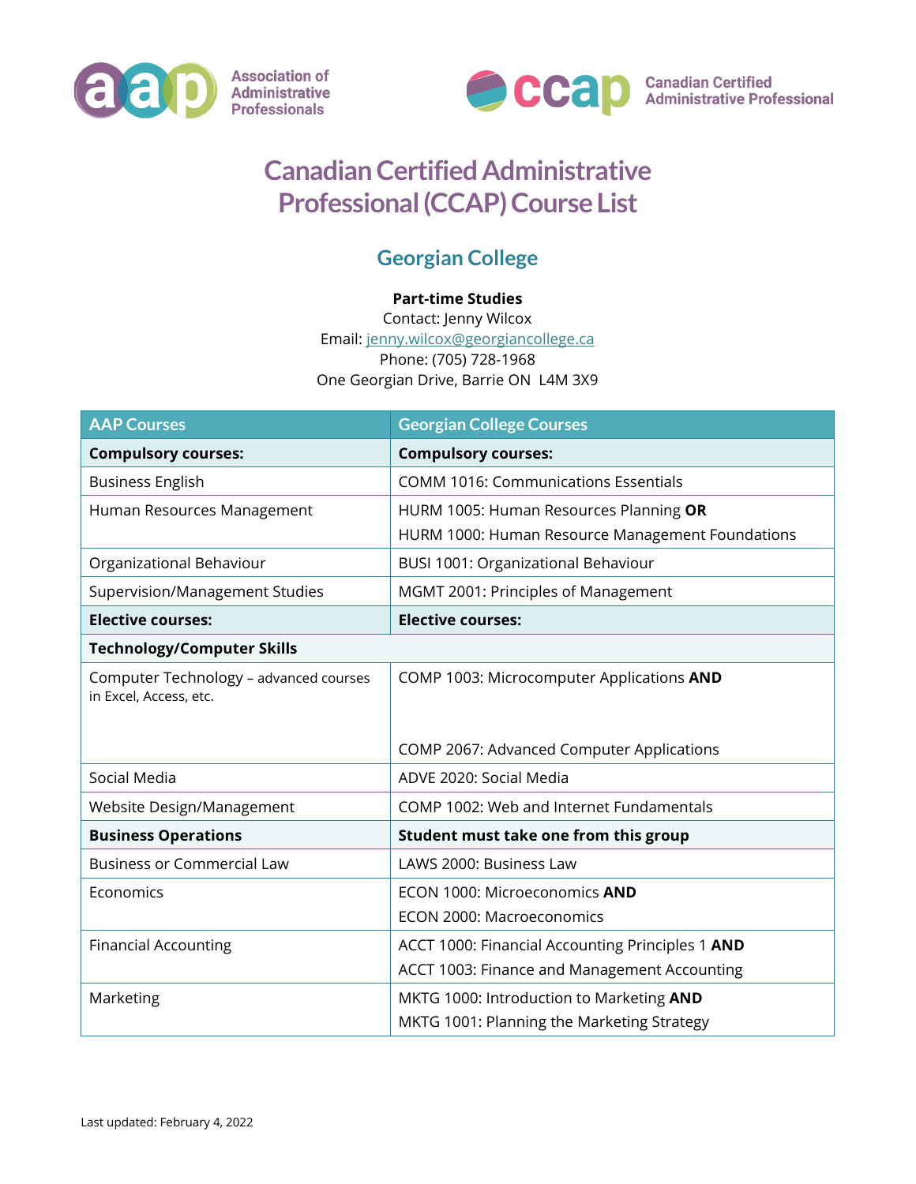Association of Administrative Professionals

Canadian Certified Administrative Professional

# Canadian Certified Administrative Professional (CCAP) Course List

## Georgian College

**Part-time Studies**
Contact: Jenny Wilcox
Email: jenny.wilcox@georgiancollege.ca
Phone: (705) 728-1968
One Georgian Drive, Barrie ON L4M 3X9

| AAP Courses | Georgian College Courses |
|---|---|
| **Compulsory courses:** | **Compulsory courses:** |
| Business English | COMM 1016: Communications Essentials |
| Human Resources Management | HURM 1005: Human Resources Planning **OR**<br>HURM 1000: Human Resource Management Foundations |
| Organizational Behaviour | BUSI 1001: Organizational Behaviour |
| Supervision/Management Studies | MGMT 2001: Principles of Management |
| **Elective courses:** | **Elective courses:** |
| **Technology/Computer Skills** | |
| Computer Technology – advanced courses in Excel, Access, etc. | COMP 1003: Microcomputer Applications **AND**<br>COMP 2067: Advanced Computer Applications |
| Social Media | ADVE 2020: Social Media |
| Website Design/Management | COMP 1002: Web and Internet Fundamentals |
| **Business Operations** | **Student must take one from this group** |
| Business or Commercial Law | LAWS 2000: Business Law |
| Economics | ECON 1000: Microeconomics **AND**<br>ECON 2000: Macroeconomics |
| Financial Accounting | ACCT 1000: Financial Accounting Principles 1 **AND**<br>ACCT 1003: Finance and Management Accounting |
| Marketing | MKTG 1000: Introduction to Marketing **AND**<br>MKTG 1001: Planning the Marketing Strategy |

Last updated: February 4, 2022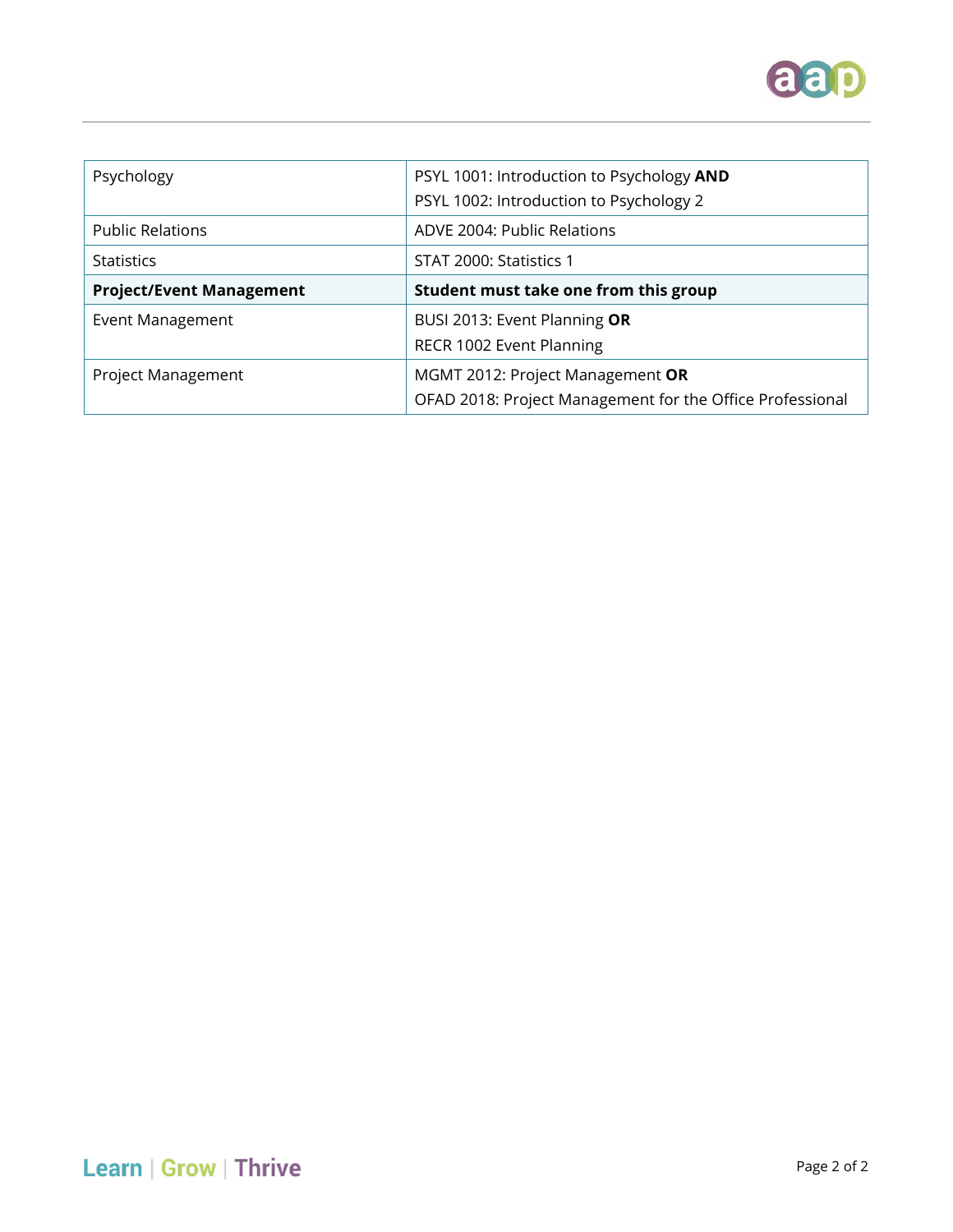| | |
|---|---|
| Psychology | PSYL 1001: Introduction to Psychology **AND**<br>PSYL 1002: Introduction to Psychology 2 |
| Public Relations | ADVE 2004: Public Relations |
| Statistics | STAT 2000: Statistics 1 |
| **Project/Event Management** | **Student must take one from this group** |
| Event Management | BUSI 2013: Event Planning **OR**<br>RECR 1002 Event Planning |
| Project Management | MGMT 2012: Project Management **OR**<br>OFAD 2018: Project Management for the Office Professional |